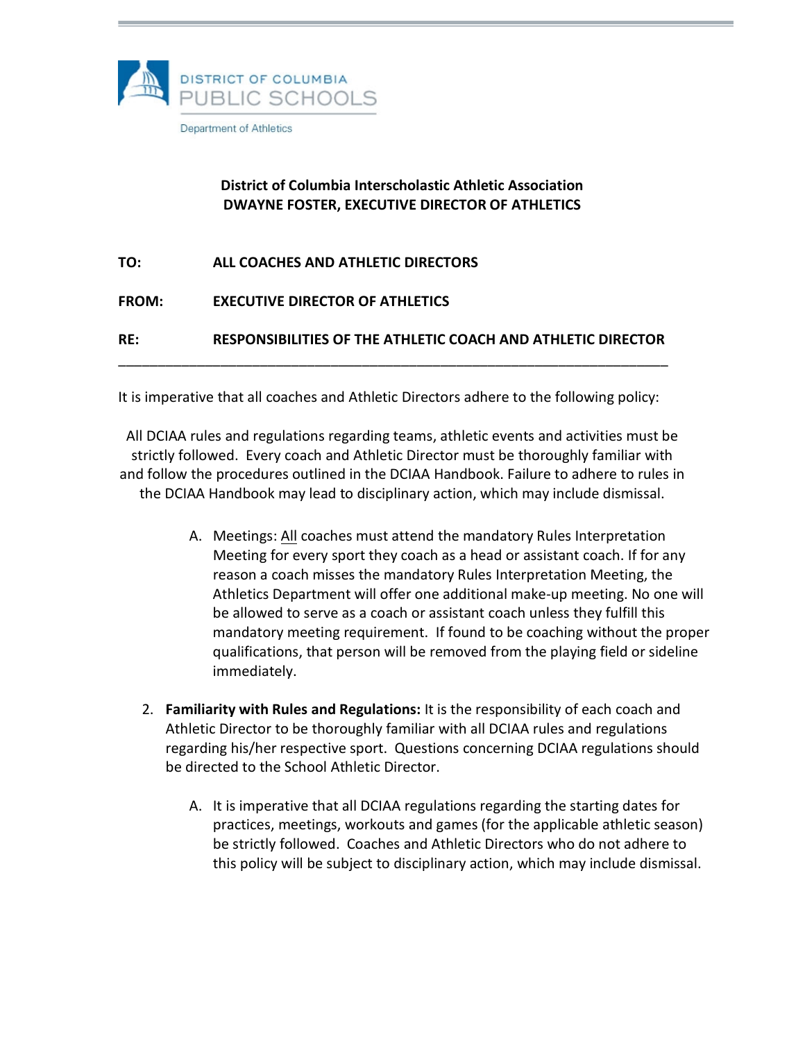DISTRICT OF COLUMBIA
PUBLIC SCHOOLS

Department of Athletics

**District of Columbia Interscholastic Athletic Association**
**DWAYNE FOSTER, EXECUTIVE DIRECTOR OF ATHLETICS**

**TO:** **ALL COACHES AND ATHLETIC DIRECTORS**

**FROM:** **EXECUTIVE DIRECTOR OF ATHLETICS**

**RE:** **RESPONSIBILITIES OF THE ATHLETIC COACH AND ATHLETIC DIRECTOR**

---

It is imperative that all coaches and Athletic Directors adhere to the following policy:

All DCIAA rules and regulations regarding teams, athletic events and activities must be strictly followed. Every coach and Athletic Director must be thoroughly familiar with and follow the procedures outlined in the DCIAA Handbook. Failure to adhere to rules in the DCIAA Handbook may lead to disciplinary action, which may include dismissal.

A. Meetings: All coaches must attend the mandatory Rules Interpretation Meeting for every sport they coach as a head or assistant coach. If for any reason a coach misses the mandatory Rules Interpretation Meeting, the Athletics Department will offer one additional make-up meeting. No one will be allowed to serve as a coach or assistant coach unless they fulfill this mandatory meeting requirement. If found to be coaching without the proper qualifications, that person will be removed from the playing field or sideline immediately.

2. **Familiarity with Rules and Regulations:** It is the responsibility of each coach and Athletic Director to be thoroughly familiar with all DCIAA rules and regulations regarding his/her respective sport. Questions concerning DCIAA regulations should be directed to the School Athletic Director.

   A. It is imperative that all DCIAA regulations regarding the starting dates for practices, meetings, workouts and games (for the applicable athletic season) be strictly followed. Coaches and Athletic Directors who do not adhere to this policy will be subject to disciplinary action, which may include dismissal.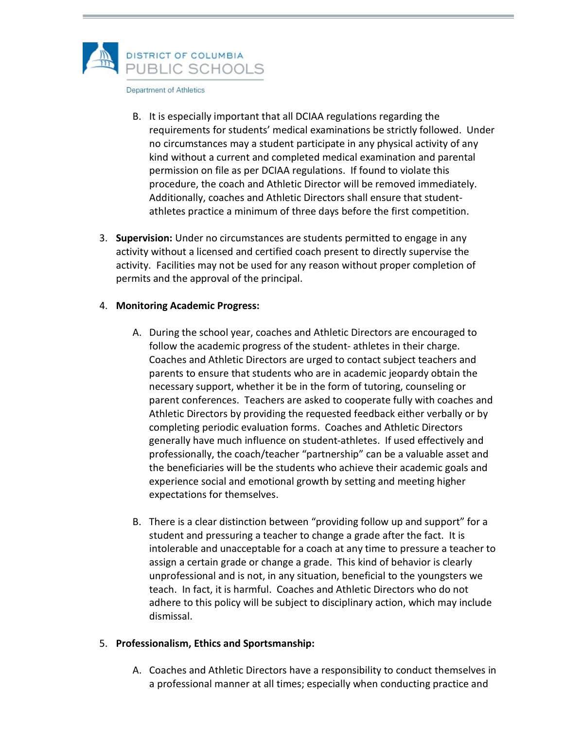B. It is especially important that all DCIAA regulations regarding the requirements for students' medical examinations be strictly followed. Under no circumstances may a student participate in any physical activity of any kind without a current and completed medical examination and parental permission on file as per DCIAA regulations. If found to violate this procedure, the coach and Athletic Director will be removed immediately. Additionally, coaches and Athletic Directors shall ensure that student-athletes practice a minimum of three days before the first competition.

3. **Supervision:** Under no circumstances are students permitted to engage in any activity without a licensed and certified coach present to directly supervise the activity. Facilities may not be used for any reason without proper completion of permits and the approval of the principal.

4. **Monitoring Academic Progress:**

   A. During the school year, coaches and Athletic Directors are encouraged to follow the academic progress of the student- athletes in their charge. Coaches and Athletic Directors are urged to contact subject teachers and parents to ensure that students who are in academic jeopardy obtain the necessary support, whether it be in the form of tutoring, counseling or parent conferences. Teachers are asked to cooperate fully with coaches and Athletic Directors by providing the requested feedback either verbally or by completing periodic evaluation forms. Coaches and Athletic Directors generally have much influence on student-athletes. If used effectively and professionally, the coach/teacher "partnership" can be a valuable asset and the beneficiaries will be the students who achieve their academic goals and experience social and emotional growth by setting and meeting higher expectations for themselves.

   B. There is a clear distinction between "providing follow up and support" for a student and pressuring a teacher to change a grade after the fact. It is intolerable and unacceptable for a coach at any time to pressure a teacher to assign a certain grade or change a grade. This kind of behavior is clearly unprofessional and is not, in any situation, beneficial to the youngsters we teach. In fact, it is harmful. Coaches and Athletic Directors who do not adhere to this policy will be subject to disciplinary action, which may include dismissal.

5. **Professionalism, Ethics and Sportsmanship:**

   A. Coaches and Athletic Directors have a responsibility to conduct themselves in a professional manner at all times; especially when conducting practice and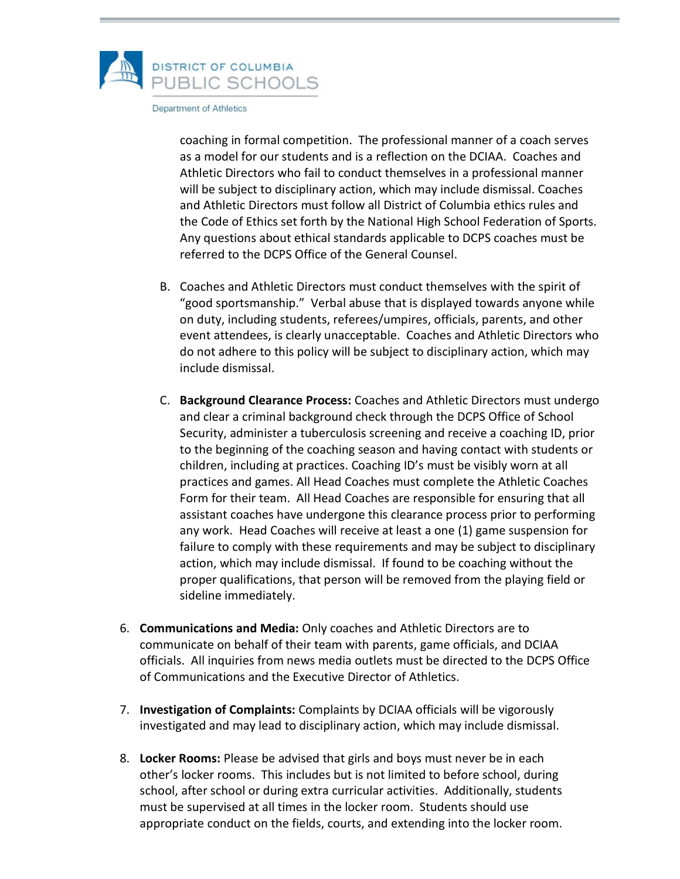coaching in formal competition. The professional manner of a coach serves as a model for our students and is a reflection on the DCIAA. Coaches and Athletic Directors who fail to conduct themselves in a professional manner will be subject to disciplinary action, which may include dismissal. Coaches and Athletic Directors must follow all District of Columbia ethics rules and the Code of Ethics set forth by the National High School Federation of Sports. Any questions about ethical standards applicable to DCPS coaches must be referred to the DCPS Office of the General Counsel.

B. Coaches and Athletic Directors must conduct themselves with the spirit of "good sportsmanship." Verbal abuse that is displayed towards anyone while on duty, including students, referees/umpires, officials, parents, and other event attendees, is clearly unacceptable. Coaches and Athletic Directors who do not adhere to this policy will be subject to disciplinary action, which may include dismissal.

C. **Background Clearance Process:** Coaches and Athletic Directors must undergo and clear a criminal background check through the DCPS Office of School Security, administer a tuberculosis screening and receive a coaching ID, prior to the beginning of the coaching season and having contact with students or children, including at practices. Coaching ID's must be visibly worn at all practices and games. All Head Coaches must complete the Athletic Coaches Form for their team. All Head Coaches are responsible for ensuring that all assistant coaches have undergone this clearance process prior to performing any work. Head Coaches will receive at least a one (1) game suspension for failure to comply with these requirements and may be subject to disciplinary action, which may include dismissal. If found to be coaching without the proper qualifications, that person will be removed from the playing field or sideline immediately.

6. **Communications and Media:** Only coaches and Athletic Directors are to communicate on behalf of their team with parents, game officials, and DCIAA officials. All inquiries from news media outlets must be directed to the DCPS Office of Communications and the Executive Director of Athletics.

7. **Investigation of Complaints:** Complaints by DCIAA officials will be vigorously investigated and may lead to disciplinary action, which may include dismissal.

8. **Locker Rooms:** Please be advised that girls and boys must never be in each other's locker rooms. This includes but is not limited to before school, during school, after school or during extra curricular activities. Additionally, students must be supervised at all times in the locker room. Students should use appropriate conduct on the fields, courts, and extending into the locker room.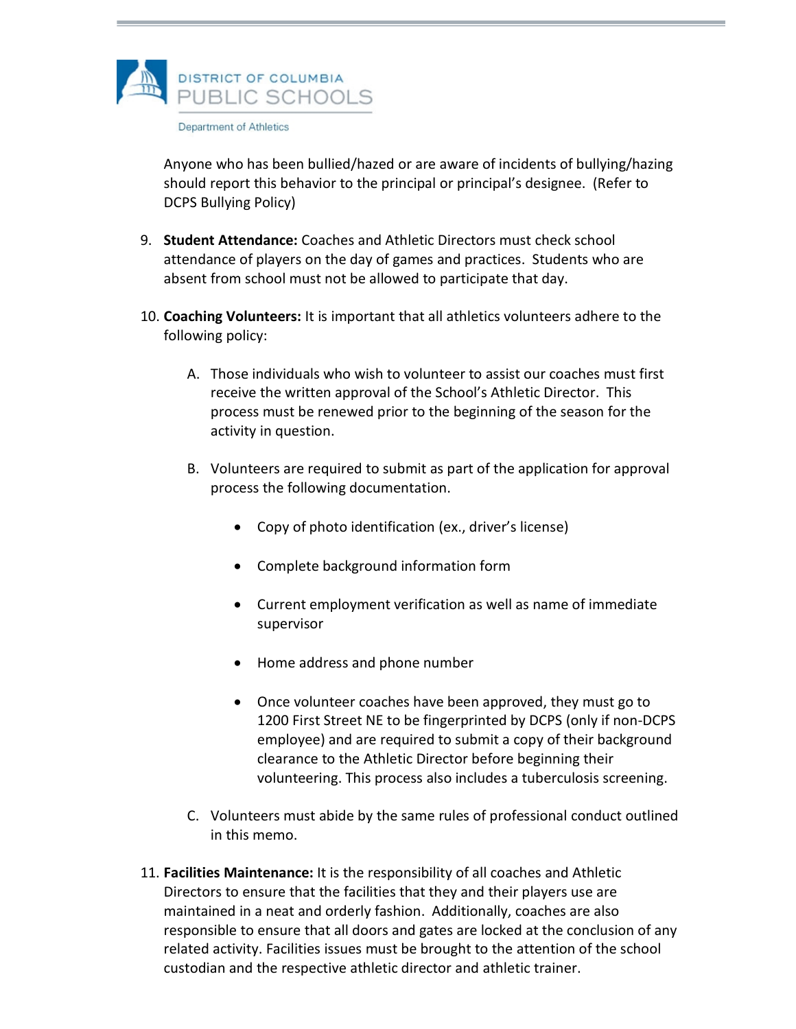Anyone who has been bullied/hazed or are aware of incidents of bullying/hazing should report this behavior to the principal or principal's designee. (Refer to DCPS Bullying Policy)

9. **Student Attendance:** Coaches and Athletic Directors must check school attendance of players on the day of games and practices. Students who are absent from school must not be allowed to participate that day.

10. **Coaching Volunteers:** It is important that all athletics volunteers adhere to the following policy:

    A. Those individuals who wish to volunteer to assist our coaches must first receive the written approval of the School's Athletic Director. This process must be renewed prior to the beginning of the season for the activity in question.

    B. Volunteers are required to submit as part of the application for approval process the following documentation.

       - Copy of photo identification (ex., driver's license)
       - Complete background information form
       - Current employment verification as well as name of immediate supervisor
       - Home address and phone number
       - Once volunteer coaches have been approved, they must go to 1200 First Street NE to be fingerprinted by DCPS (only if non-DCPS employee) and are required to submit a copy of their background clearance to the Athletic Director before beginning their volunteering. This process also includes a tuberculosis screening.

    C. Volunteers must abide by the same rules of professional conduct outlined in this memo.

11. **Facilities Maintenance:** It is the responsibility of all coaches and Athletic Directors to ensure that the facilities that they and their players use are maintained in a neat and orderly fashion. Additionally, coaches are also responsible to ensure that all doors and gates are locked at the conclusion of any related activity. Facilities issues must be brought to the attention of the school custodian and the respective athletic director and athletic trainer.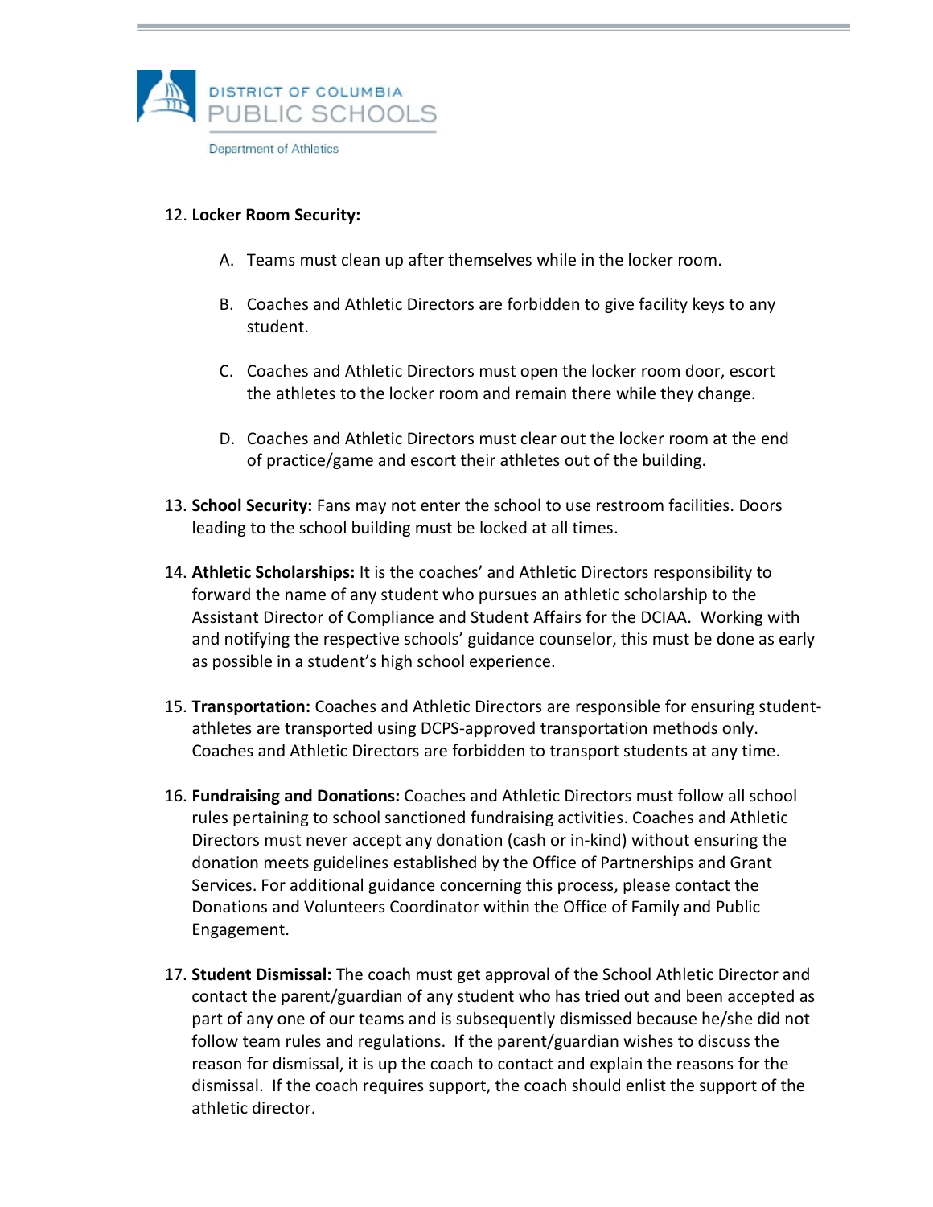12. **Locker Room Security:**

    A. Teams must clean up after themselves while in the locker room.

    B. Coaches and Athletic Directors are forbidden to give facility keys to any student.

    C. Coaches and Athletic Directors must open the locker room door, escort the athletes to the locker room and remain there while they change.

    D. Coaches and Athletic Directors must clear out the locker room at the end of practice/game and escort their athletes out of the building.

13. **School Security:** Fans may not enter the school to use restroom facilities. Doors leading to the school building must be locked at all times.

14. **Athletic Scholarships:** It is the coaches' and Athletic Directors responsibility to forward the name of any student who pursues an athletic scholarship to the Assistant Director of Compliance and Student Affairs for the DCIAA. Working with and notifying the respective schools' guidance counselor, this must be done as early as possible in a student's high school experience.

15. **Transportation:** Coaches and Athletic Directors are responsible for ensuring student-athletes are transported using DCPS-approved transportation methods only. Coaches and Athletic Directors are forbidden to transport students at any time.

16. **Fundraising and Donations:** Coaches and Athletic Directors must follow all school rules pertaining to school sanctioned fundraising activities. Coaches and Athletic Directors must never accept any donation (cash or in-kind) without ensuring the donation meets guidelines established by the Office of Partnerships and Grant Services. For additional guidance concerning this process, please contact the Donations and Volunteers Coordinator within the Office of Family and Public Engagement.

17. **Student Dismissal:** The coach must get approval of the School Athletic Director and contact the parent/guardian of any student who has tried out and been accepted as part of any one of our teams and is subsequently dismissed because he/she did not follow team rules and regulations. If the parent/guardian wishes to discuss the reason for dismissal, it is up the coach to contact and explain the reasons for the dismissal. If the coach requires support, the coach should enlist the support of the athletic director.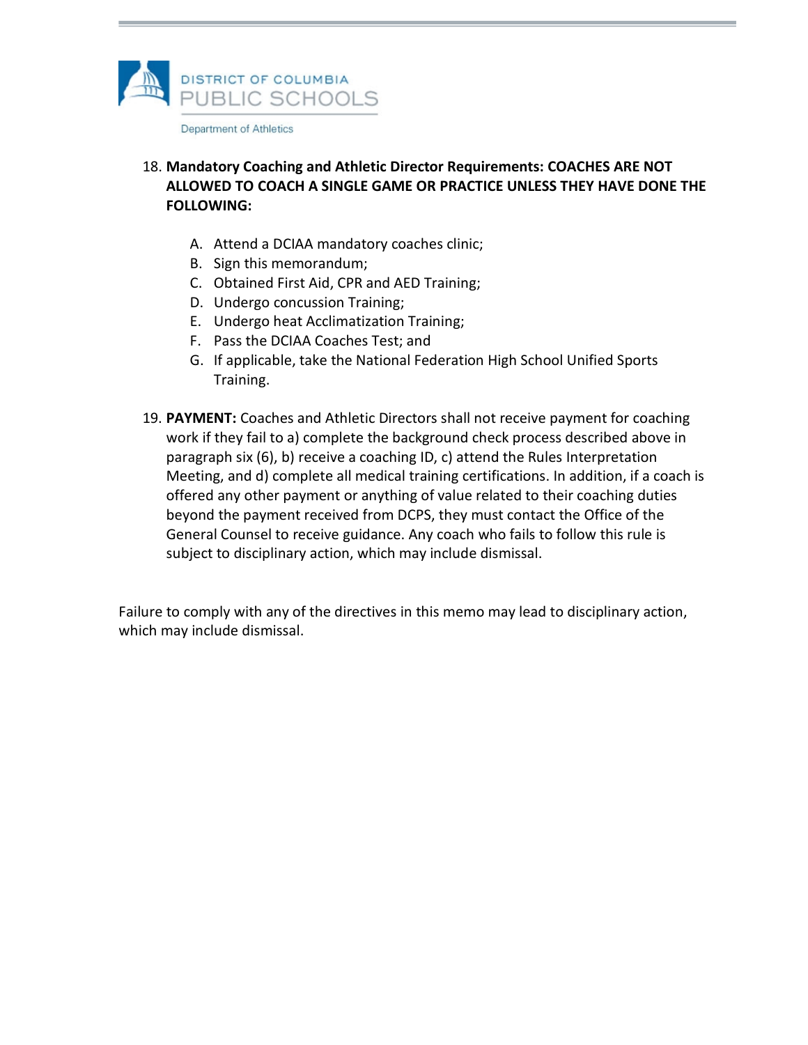18. **Mandatory Coaching and Athletic Director Requirements: COACHES ARE NOT ALLOWED TO COACH A SINGLE GAME OR PRACTICE UNLESS THEY HAVE DONE THE FOLLOWING:**

    A. Attend a DCIAA mandatory coaches clinic;
    B. Sign this memorandum;
    C. Obtained First Aid, CPR and AED Training;
    D. Undergo concussion Training;
    E. Undergo heat Acclimatization Training;
    F. Pass the DCIAA Coaches Test; and
    G. If applicable, take the National Federation High School Unified Sports Training.

19. **PAYMENT:** Coaches and Athletic Directors shall not receive payment for coaching work if they fail to a) complete the background check process described above in paragraph six (6), b) receive a coaching ID, c) attend the Rules Interpretation Meeting, and d) complete all medical training certifications. In addition, if a coach is offered any other payment or anything of value related to their coaching duties beyond the payment received from DCPS, they must contact the Office of the General Counsel to receive guidance. Any coach who fails to follow this rule is subject to disciplinary action, which may include dismissal.

Failure to comply with any of the directives in this memo may lead to disciplinary action, which may include dismissal.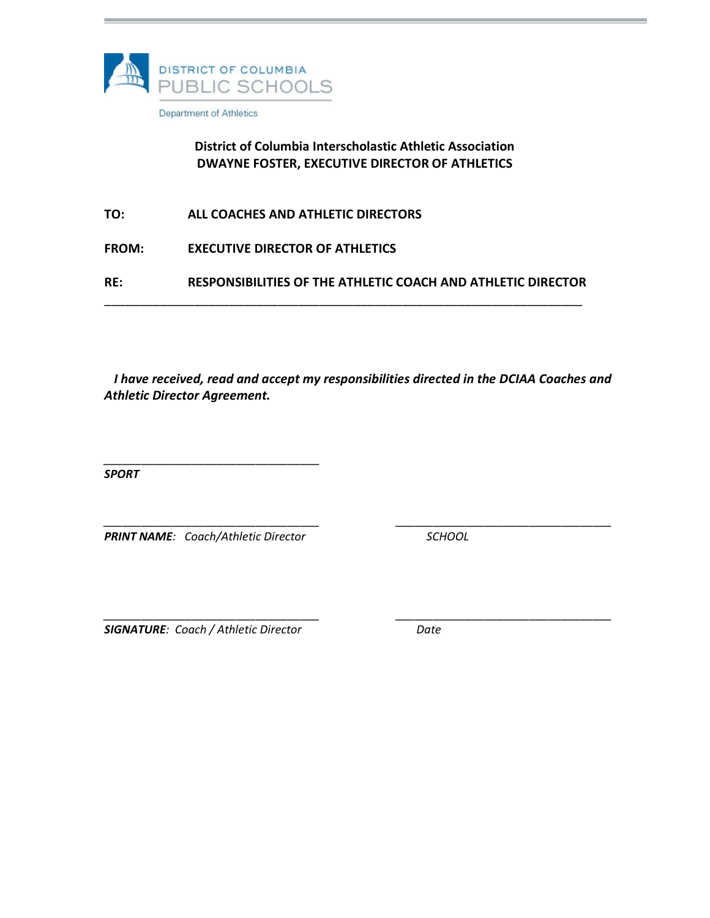DISTRICT OF COLUMBIA
PUBLIC SCHOOLS

Department of Athletics

**District of Columbia Interscholastic Athletic Association**
**DWAYNE FOSTER, EXECUTIVE DIRECTOR OF ATHLETICS**

**TO:** **ALL COACHES AND ATHLETIC DIRECTORS**

**FROM:** **EXECUTIVE DIRECTOR OF ATHLETICS**

**RE:** **RESPONSIBILITIES OF THE ATHLETIC COACH AND ATHLETIC DIRECTOR**

---

***I have received, read and accept my responsibilities directed in the DCIAA Coaches and Athletic Director Agreement.***

_________________________________
***SPORT***

_________________________________ _________________________________
***PRINT NAME****: Coach/Athletic Director* *SCHOOL*

_________________________________ _________________________________
***SIGNATURE****: Coach / Athletic Director* *Date*